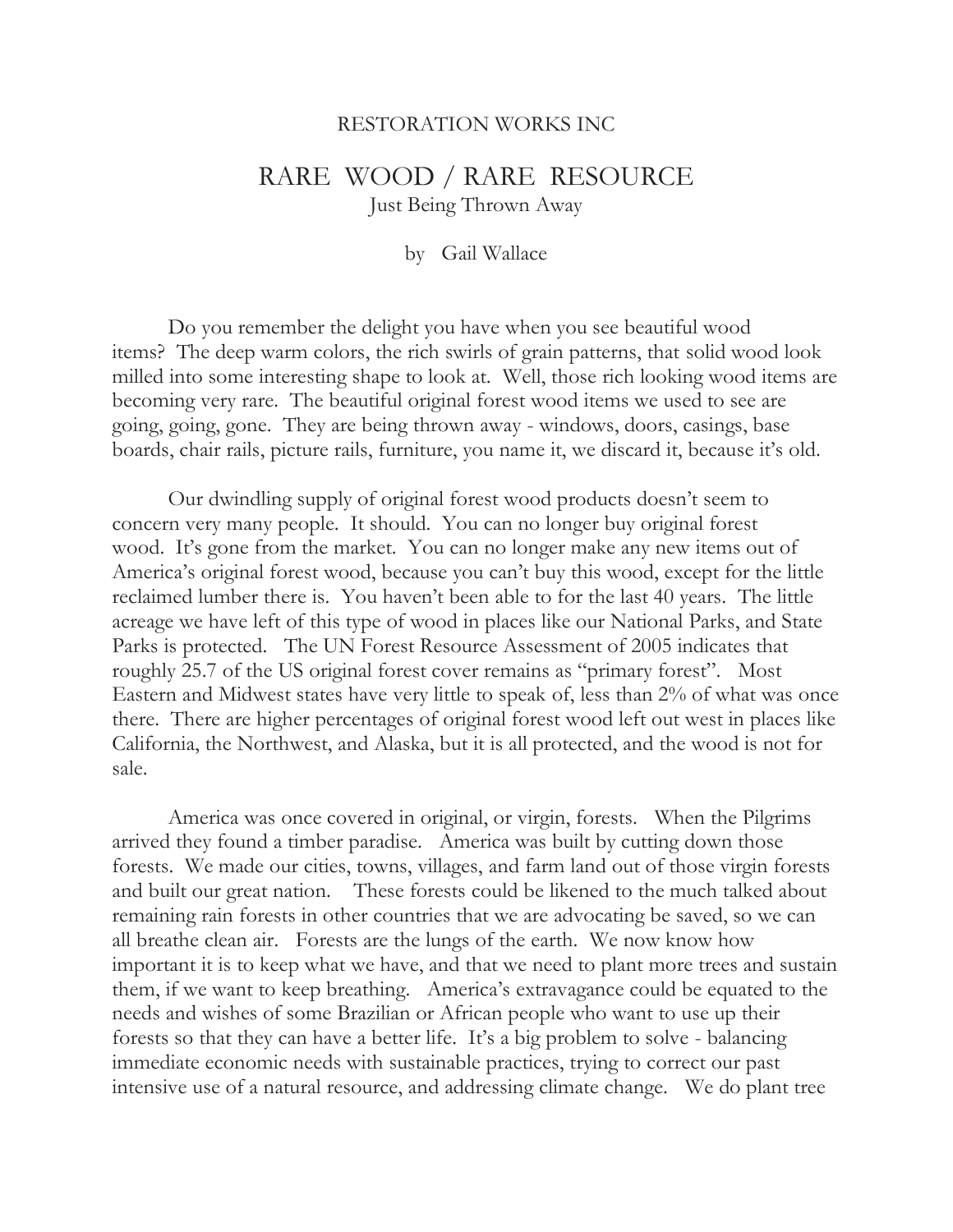RESTORATION WORKS INC

# RARE WOOD / RARE RESOURCE

Just Being Thrown Away

by Gail Wallace

Do you remember the delight you have when you see beautiful wood items? The deep warm colors, the rich swirls of grain patterns, that solid wood look milled into some interesting shape to look at. Well, those rich looking wood items are becoming very rare. The beautiful original forest wood items we used to see are going, going, gone. They are being thrown away - windows, doors, casings, base boards, chair rails, picture rails, furniture, you name it, we discard it, because it's old.

Our dwindling supply of original forest wood products doesn't seem to concern very many people. It should. You can no longer buy original forest wood. It's gone from the market. You can no longer make any new items out of America's original forest wood, because you can't buy this wood, except for the little reclaimed lumber there is. You haven't been able to for the last 40 years. The little acreage we have left of this type of wood in places like our National Parks, and State Parks is protected. The UN Forest Resource Assessment of 2005 indicates that roughly 25.7 of the US original forest cover remains as "primary forest". Most Eastern and Midwest states have very little to speak of, less than 2% of what was once there. There are higher percentages of original forest wood left out west in places like California, the Northwest, and Alaska, but it is all protected, and the wood is not for sale.

America was once covered in original, or virgin, forests. When the Pilgrims arrived they found a timber paradise. America was built by cutting down those forests. We made our cities, towns, villages, and farm land out of those virgin forests and built our great nation. These forests could be likened to the much talked about remaining rain forests in other countries that we are advocating be saved, so we can all breathe clean air. Forests are the lungs of the earth. We now know how important it is to keep what we have, and that we need to plant more trees and sustain them, if we want to keep breathing. America's extravagance could be equated to the needs and wishes of some Brazilian or African people who want to use up their forests so that they can have a better life. It's a big problem to solve - balancing immediate economic needs with sustainable practices, trying to correct our past intensive use of a natural resource, and addressing climate change. We do plant tree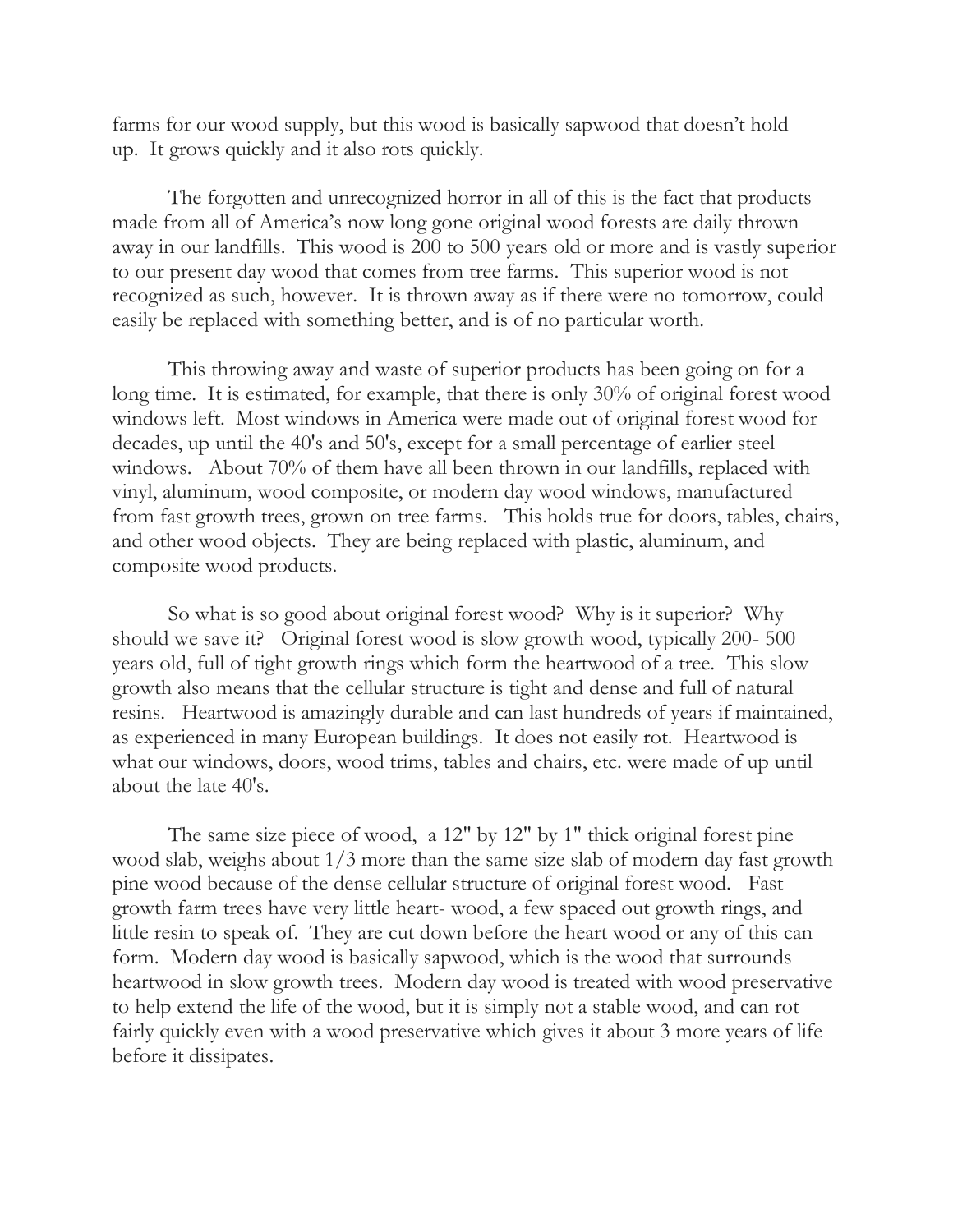farms for our wood supply, but this wood is basically sapwood that doesn't hold up. It grows quickly and it also rots quickly.

The forgotten and unrecognized horror in all of this is the fact that products made from all of America's now long gone original wood forests are daily thrown away in our landfills. This wood is 200 to 500 years old or more and is vastly superior to our present day wood that comes from tree farms. This superior wood is not recognized as such, however. It is thrown away as if there were no tomorrow, could easily be replaced with something better, and is of no particular worth.

This throwing away and waste of superior products has been going on for a long time. It is estimated, for example, that there is only 30% of original forest wood windows left. Most windows in America were made out of original forest wood for decades, up until the 40's and 50's, except for a small percentage of earlier steel windows. About 70% of them have all been thrown in our landfills, replaced with vinyl, aluminum, wood composite, or modern day wood windows, manufactured from fast growth trees, grown on tree farms. This holds true for doors, tables, chairs, and other wood objects. They are being replaced with plastic, aluminum, and composite wood products.

So what is so good about original forest wood? Why is it superior? Why should we save it? Original forest wood is slow growth wood, typically 200- 500 years old, full of tight growth rings which form the heartwood of a tree. This slow growth also means that the cellular structure is tight and dense and full of natural resins. Heartwood is amazingly durable and can last hundreds of years if maintained, as experienced in many European buildings. It does not easily rot. Heartwood is what our windows, doors, wood trims, tables and chairs, etc. were made of up until about the late 40's.

The same size piece of wood, a 12" by 12" by 1" thick original forest pine wood slab, weighs about 1/3 more than the same size slab of modern day fast growth pine wood because of the dense cellular structure of original forest wood. Fast growth farm trees have very little heart- wood, a few spaced out growth rings, and little resin to speak of. They are cut down before the heart wood or any of this can form. Modern day wood is basically sapwood, which is the wood that surrounds heartwood in slow growth trees. Modern day wood is treated with wood preservative to help extend the life of the wood, but it is simply not a stable wood, and can rot fairly quickly even with a wood preservative which gives it about 3 more years of life before it dissipates.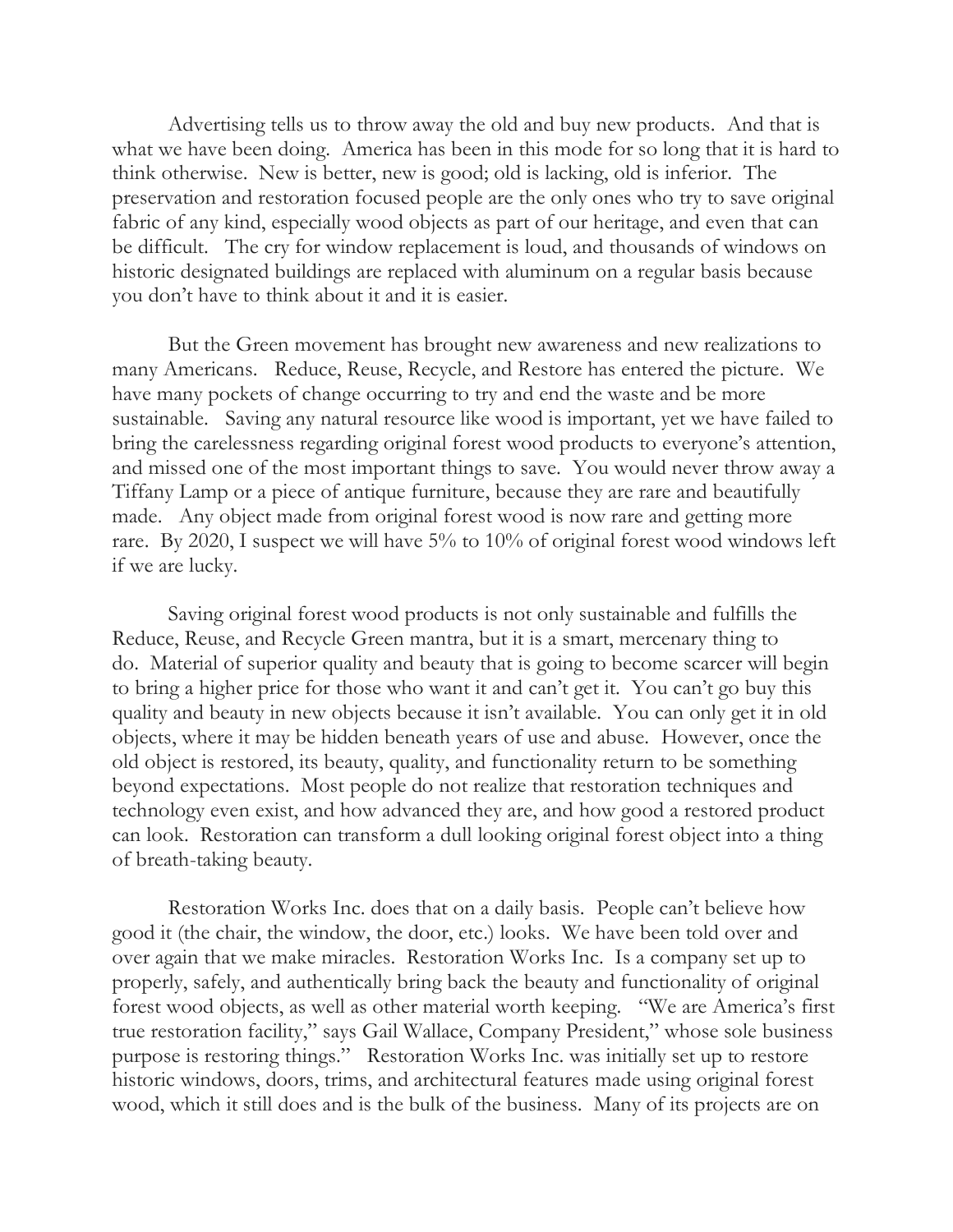Advertising tells us to throw away the old and buy new products. And that is what we have been doing. America has been in this mode for so long that it is hard to think otherwise. New is better, new is good; old is lacking, old is inferior. The preservation and restoration focused people are the only ones who try to save original fabric of any kind, especially wood objects as part of our heritage, and even that can be difficult. The cry for window replacement is loud, and thousands of windows on historic designated buildings are replaced with aluminum on a regular basis because you don't have to think about it and it is easier.

But the Green movement has brought new awareness and new realizations to many Americans. Reduce, Reuse, Recycle, and Restore has entered the picture. We have many pockets of change occurring to try and end the waste and be more sustainable. Saving any natural resource like wood is important, yet we have failed to bring the carelessness regarding original forest wood products to everyone's attention, and missed one of the most important things to save. You would never throw away a Tiffany Lamp or a piece of antique furniture, because they are rare and beautifully made. Any object made from original forest wood is now rare and getting more rare. By 2020, I suspect we will have 5% to 10% of original forest wood windows left if we are lucky.

Saving original forest wood products is not only sustainable and fulfills the Reduce, Reuse, and Recycle Green mantra, but it is a smart, mercenary thing to do. Material of superior quality and beauty that is going to become scarcer will begin to bring a higher price for those who want it and can't get it. You can't go buy this quality and beauty in new objects because it isn't available. You can only get it in old objects, where it may be hidden beneath years of use and abuse. However, once the old object is restored, its beauty, quality, and functionality return to be something beyond expectations. Most people do not realize that restoration techniques and technology even exist, and how advanced they are, and how good a restored product can look. Restoration can transform a dull looking original forest object into a thing of breath-taking beauty.

Restoration Works Inc. does that on a daily basis. People can't believe how good it (the chair, the window, the door, etc.) looks. We have been told over and over again that we make miracles. Restoration Works Inc. Is a company set up to properly, safely, and authentically bring back the beauty and functionality of original forest wood objects, as well as other material worth keeping. "We are America's first true restoration facility," says Gail Wallace, Company President," whose sole business purpose is restoring things." Restoration Works Inc. was initially set up to restore historic windows, doors, trims, and architectural features made using original forest wood, which it still does and is the bulk of the business. Many of its projects are on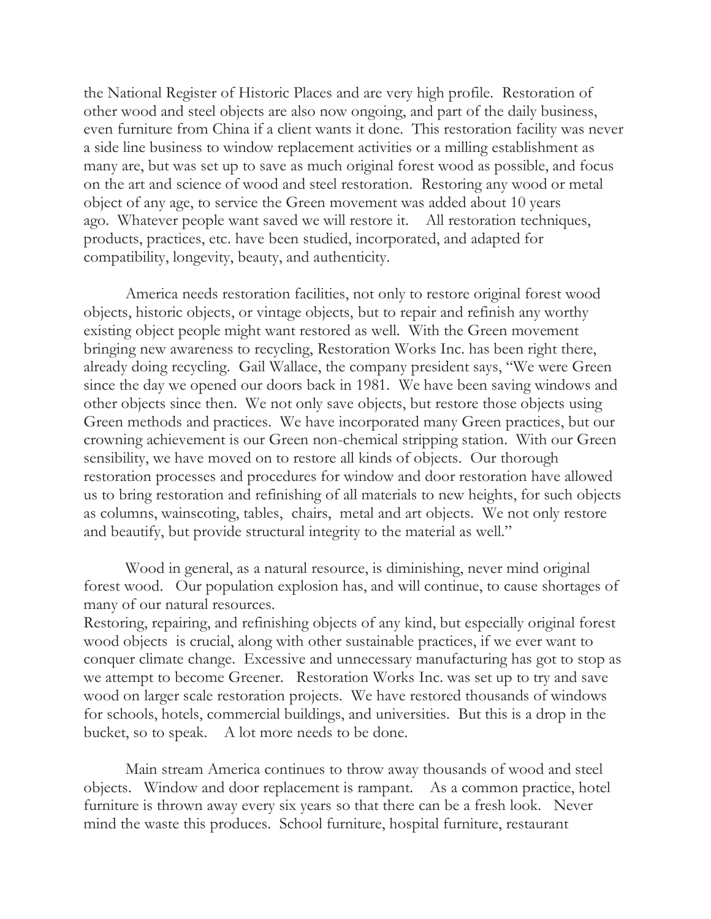the National Register of Historic Places and are very high profile. Restoration of other wood and steel objects are also now ongoing, and part of the daily business, even furniture from China if a client wants it done. This restoration facility was never a side line business to window replacement activities or a milling establishment as many are, but was set up to save as much original forest wood as possible, and focus on the art and science of wood and steel restoration. Restoring any wood or metal object of any age, to service the Green movement was added about 10 years ago. Whatever people want saved we will restore it. All restoration techniques, products, practices, etc. have been studied, incorporated, and adapted for compatibility, longevity, beauty, and authenticity.

America needs restoration facilities, not only to restore original forest wood objects, historic objects, or vintage objects, but to repair and refinish any worthy existing object people might want restored as well. With the Green movement bringing new awareness to recycling, Restoration Works Inc. has been right there, already doing recycling. Gail Wallace, the company president says, "We were Green since the day we opened our doors back in 1981. We have been saving windows and other objects since then. We not only save objects, but restore those objects using Green methods and practices. We have incorporated many Green practices, but our crowning achievement is our Green non-chemical stripping station. With our Green sensibility, we have moved on to restore all kinds of objects. Our thorough restoration processes and procedures for window and door restoration have allowed us to bring restoration and refinishing of all materials to new heights, for such objects as columns, wainscoting, tables, chairs, metal and art objects. We not only restore and beautify, but provide structural integrity to the material as well."

Wood in general, as a natural resource, is diminishing, never mind original forest wood. Our population explosion has, and will continue, to cause shortages of many of our natural resources.
Restoring, repairing, and refinishing objects of any kind, but especially original forest wood objects is crucial, along with other sustainable practices, if we ever want to conquer climate change. Excessive and unnecessary manufacturing has got to stop as we attempt to become Greener. Restoration Works Inc. was set up to try and save wood on larger scale restoration projects. We have restored thousands of windows for schools, hotels, commercial buildings, and universities. But this is a drop in the bucket, so to speak. A lot more needs to be done.

Main stream America continues to throw away thousands of wood and steel objects. Window and door replacement is rampant. As a common practice, hotel furniture is thrown away every six years so that there can be a fresh look. Never mind the waste this produces. School furniture, hospital furniture, restaurant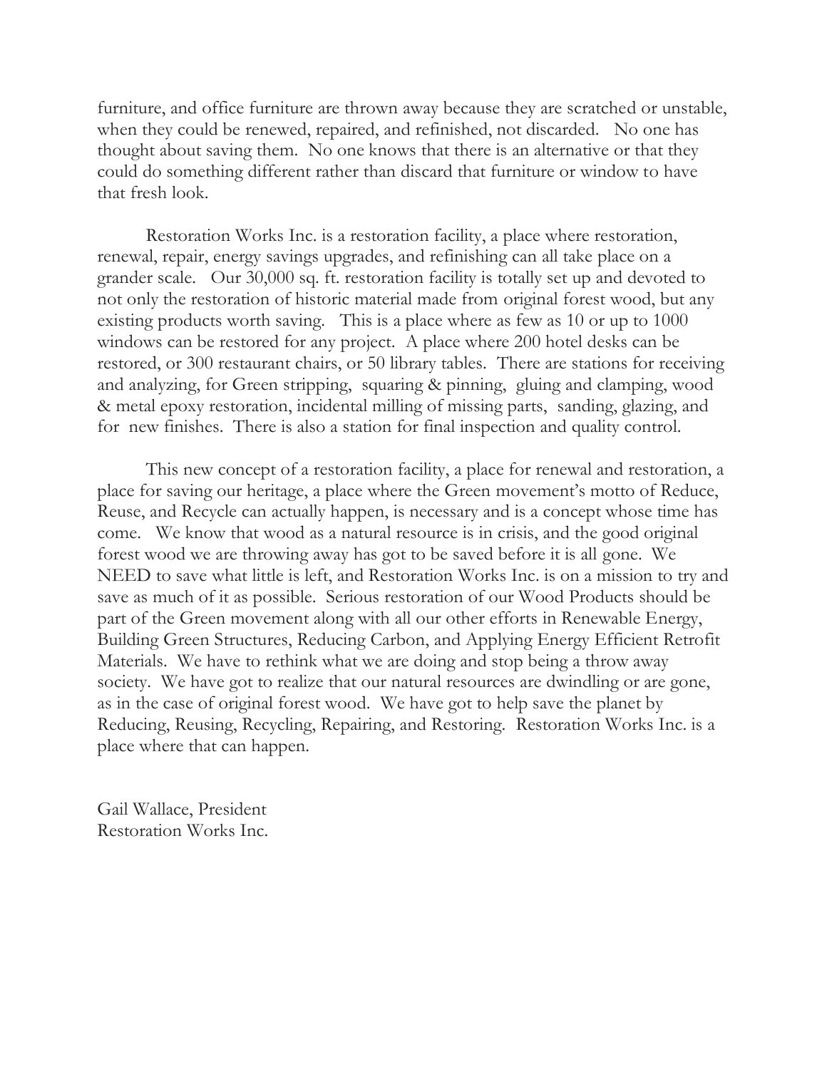furniture, and office furniture are thrown away because they are scratched or unstable, when they could be renewed, repaired, and refinished, not discarded. No one has thought about saving them. No one knows that there is an alternative or that they could do something different rather than discard that furniture or window to have that fresh look.

Restoration Works Inc. is a restoration facility, a place where restoration, renewal, repair, energy savings upgrades, and refinishing can all take place on a grander scale. Our 30,000 sq. ft. restoration facility is totally set up and devoted to not only the restoration of historic material made from original forest wood, but any existing products worth saving. This is a place where as few as 10 or up to 1000 windows can be restored for any project. A place where 200 hotel desks can be restored, or 300 restaurant chairs, or 50 library tables. There are stations for receiving and analyzing, for Green stripping, squaring & pinning, gluing and clamping, wood & metal epoxy restoration, incidental milling of missing parts, sanding, glazing, and for new finishes. There is also a station for final inspection and quality control.

This new concept of a restoration facility, a place for renewal and restoration, a place for saving our heritage, a place where the Green movement's motto of Reduce, Reuse, and Recycle can actually happen, is necessary and is a concept whose time has come. We know that wood as a natural resource is in crisis, and the good original forest wood we are throwing away has got to be saved before it is all gone. We NEED to save what little is left, and Restoration Works Inc. is on a mission to try and save as much of it as possible. Serious restoration of our Wood Products should be part of the Green movement along with all our other efforts in Renewable Energy, Building Green Structures, Reducing Carbon, and Applying Energy Efficient Retrofit Materials. We have to rethink what we are doing and stop being a throw away society. We have got to realize that our natural resources are dwindling or are gone, as in the case of original forest wood. We have got to help save the planet by Reducing, Reusing, Recycling, Repairing, and Restoring. Restoration Works Inc. is a place where that can happen.

Gail Wallace, President
Restoration Works Inc.